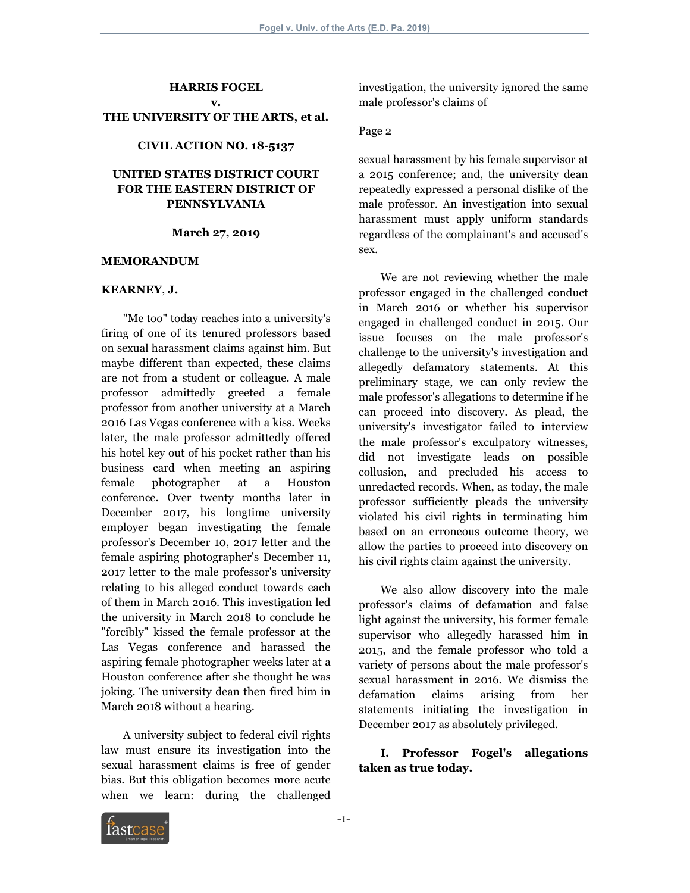**HARRIS FOGEL**
**v.**
**THE UNIVERSITY OF THE ARTS, et al.**

**CIVIL ACTION NO. 18-5137**

**UNITED STATES DISTRICT COURT FOR THE EASTERN DISTRICT OF PENNSYLVANIA**

**March 27, 2019**

**MEMORANDUM**

**KEARNEY, J.**

"Me too" today reaches into a university's firing of one of its tenured professors based on sexual harassment claims against him. But maybe different than expected, these claims are not from a student or colleague. A male professor admittedly greeted a female professor from another university at a March 2016 Las Vegas conference with a kiss. Weeks later, the male professor admittedly offered his hotel key out of his pocket rather than his business card when meeting an aspiring female photographer at a Houston conference. Over twenty months later in December 2017, his longtime university employer began investigating the female professor's December 10, 2017 letter and the female aspiring photographer's December 11, 2017 letter to the male professor's university relating to his alleged conduct towards each of them in March 2016. This investigation led the university in March 2018 to conclude he "forcibly" kissed the female professor at the Las Vegas conference and harassed the aspiring female photographer weeks later at a Houston conference after she thought he was joking. The university dean then fired him in March 2018 without a hearing.

A university subject to federal civil rights law must ensure its investigation into the sexual harassment claims is free of gender bias. But this obligation becomes more acute when we learn: during the challenged investigation, the university ignored the same male professor's claims of

Page 2

sexual harassment by his female supervisor at a 2015 conference; and, the university dean repeatedly expressed a personal dislike of the male professor. An investigation into sexual harassment must apply uniform standards regardless of the complainant's and accused's sex.

We are not reviewing whether the male professor engaged in the challenged conduct in March 2016 or whether his supervisor engaged in challenged conduct in 2015. Our issue focuses on the male professor's challenge to the university's investigation and allegedly defamatory statements. At this preliminary stage, we can only review the male professor's allegations to determine if he can proceed into discovery. As plead, the university's investigator failed to interview the male professor's exculpatory witnesses, did not investigate leads on possible collusion, and precluded his access to unredacted records. When, as today, the male professor sufficiently pleads the university violated his civil rights in terminating him based on an erroneous outcome theory, we allow the parties to proceed into discovery on his civil rights claim against the university.

We also allow discovery into the male professor's claims of defamation and false light against the university, his former female supervisor who allegedly harassed him in 2015, and the female professor who told a variety of persons about the male professor's sexual harassment in 2016. We dismiss the defamation claims arising from her statements initiating the investigation in December 2017 as absolutely privileged.

**I. Professor Fogel's allegations taken as true today.**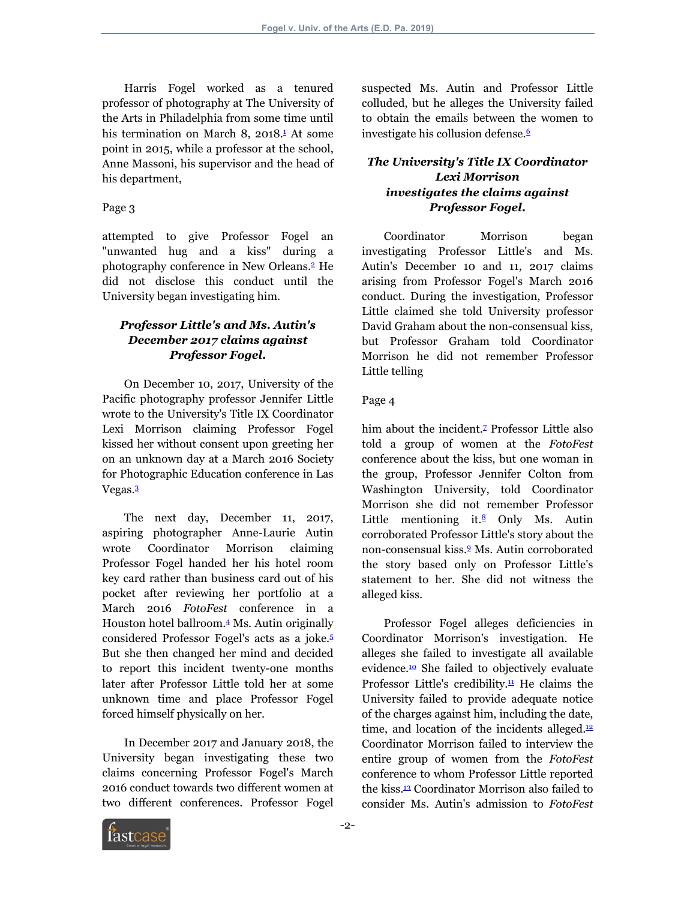Harris Fogel worked as a tenured professor of photography at The University of the Arts in Philadelphia from some time until his termination on March 8, 2018.[1] At some point in 2015, while a professor at the school, Anne Massoni, his supervisor and the head of his department,

Page 3

attempted to give Professor Fogel an "unwanted hug and a kiss" during a photography conference in New Orleans.[2] He did not disclose this conduct until the University began investigating him.

### *Professor Little's and Ms. Autin's December 2017 claims against Professor Fogel.*

On December 10, 2017, University of the Pacific photography professor Jennifer Little wrote to the University's Title IX Coordinator Lexi Morrison claiming Professor Fogel kissed her without consent upon greeting her on an unknown day at a March 2016 Society for Photographic Education conference in Las Vegas.[3]

The next day, December 11, 2017, aspiring photographer Anne-Laurie Autin wrote Coordinator Morrison claiming Professor Fogel handed her his hotel room key card rather than business card out of his pocket after reviewing her portfolio at a March 2016 *FotoFest* conference in a Houston hotel ballroom.[4] Ms. Autin originally considered Professor Fogel's acts as a joke.[5] But she then changed her mind and decided to report this incident twenty-one months later after Professor Little told her at some unknown time and place Professor Fogel forced himself physically on her.

In December 2017 and January 2018, the University began investigating these two claims concerning Professor Fogel's March 2016 conduct towards two different women at two different conferences. Professor Fogel suspected Ms. Autin and Professor Little colluded, but he alleges the University failed to obtain the emails between the women to investigate his collusion defense.[6]

### *The University's Title IX Coordinator Lexi Morrison investigates the claims against Professor Fogel.*

Coordinator Morrison began investigating Professor Little's and Ms. Autin's December 10 and 11, 2017 claims arising from Professor Fogel's March 2016 conduct. During the investigation, Professor Little claimed she told University professor David Graham about the non-consensual kiss, but Professor Graham told Coordinator Morrison he did not remember Professor Little telling

Page 4

him about the incident.[7] Professor Little also told a group of women at the *FotoFest* conference about the kiss, but one woman in the group, Professor Jennifer Colton from Washington University, told Coordinator Morrison she did not remember Professor Little mentioning it.[8] Only Ms. Autin corroborated Professor Little's story about the non-consensual kiss.[9] Ms. Autin corroborated the story based only on Professor Little's statement to her. She did not witness the alleged kiss.

Professor Fogel alleges deficiencies in Coordinator Morrison's investigation. He alleges she failed to investigate all available evidence.[10] She failed to objectively evaluate Professor Little's credibility.[11] He claims the University failed to provide adequate notice of the charges against him, including the date, time, and location of the incidents alleged.[12] Coordinator Morrison failed to interview the entire group of women from the *FotoFest* conference to whom Professor Little reported the kiss.[13] Coordinator Morrison also failed to consider Ms. Autin's admission to *FotoFest*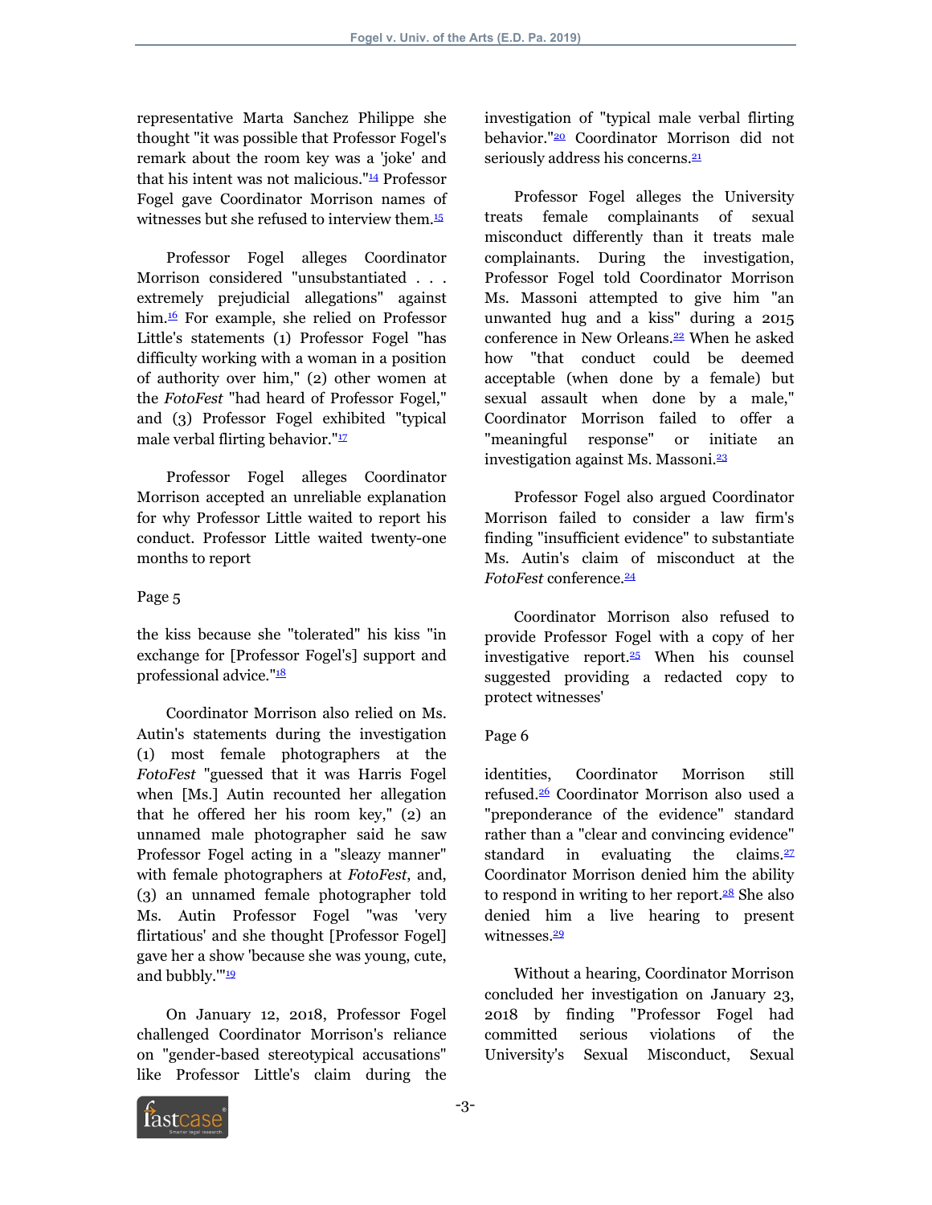representative Marta Sanchez Philippe she thought "it was possible that Professor Fogel's remark about the room key was a 'joke' and that his intent was not malicious."[14] Professor Fogel gave Coordinator Morrison names of witnesses but she refused to interview them.[15]

Professor Fogel alleges Coordinator Morrison considered "unsubstantiated . . . extremely prejudicial allegations" against him.[16] For example, she relied on Professor Little's statements (1) Professor Fogel "has difficulty working with a woman in a position of authority over him," (2) other women at the *FotoFest* "had heard of Professor Fogel," and (3) Professor Fogel exhibited "typical male verbal flirting behavior."[17]

Professor Fogel alleges Coordinator Morrison accepted an unreliable explanation for why Professor Little waited to report his conduct. Professor Little waited twenty-one months to report

Page 5

the kiss because she "tolerated" his kiss "in exchange for [Professor Fogel's] support and professional advice."[18]

Coordinator Morrison also relied on Ms. Autin's statements during the investigation (1) most female photographers at the *FotoFest* "guessed that it was Harris Fogel when [Ms.] Autin recounted her allegation that he offered her his room key," (2) an unnamed male photographer said he saw Professor Fogel acting in a "sleazy manner" with female photographers at *FotoFest*, and, (3) an unnamed female photographer told Ms. Autin Professor Fogel "was 'very flirtatious' and she thought [Professor Fogel] gave her a show 'because she was young, cute, and bubbly.'"[19]

On January 12, 2018, Professor Fogel challenged Coordinator Morrison's reliance on "gender-based stereotypical accusations" like Professor Little's claim during the investigation of "typical male verbal flirting behavior."[20] Coordinator Morrison did not seriously address his concerns.[21]

Professor Fogel alleges the University treats female complainants of sexual misconduct differently than it treats male complainants. During the investigation, Professor Fogel told Coordinator Morrison Ms. Massoni attempted to give him "an unwanted hug and a kiss" during a 2015 conference in New Orleans.[22] When he asked how "that conduct could be deemed acceptable (when done by a female) but sexual assault when done by a male," Coordinator Morrison failed to offer a "meaningful response" or initiate an investigation against Ms. Massoni.[23]

Professor Fogel also argued Coordinator Morrison failed to consider a law firm's finding "insufficient evidence" to substantiate Ms. Autin's claim of misconduct at the *FotoFest* conference.[24]

Coordinator Morrison also refused to provide Professor Fogel with a copy of her investigative report.[25] When his counsel suggested providing a redacted copy to protect witnesses'

Page 6

identities, Coordinator Morrison still refused.[26] Coordinator Morrison also used a "preponderance of the evidence" standard rather than a "clear and convincing evidence" standard in evaluating the claims.[27] Coordinator Morrison denied him the ability to respond in writing to her report.[28] She also denied him a live hearing to present witnesses.[29]

Without a hearing, Coordinator Morrison concluded her investigation on January 23, 2018 by finding "Professor Fogel had committed serious violations of the University's Sexual Misconduct, Sexual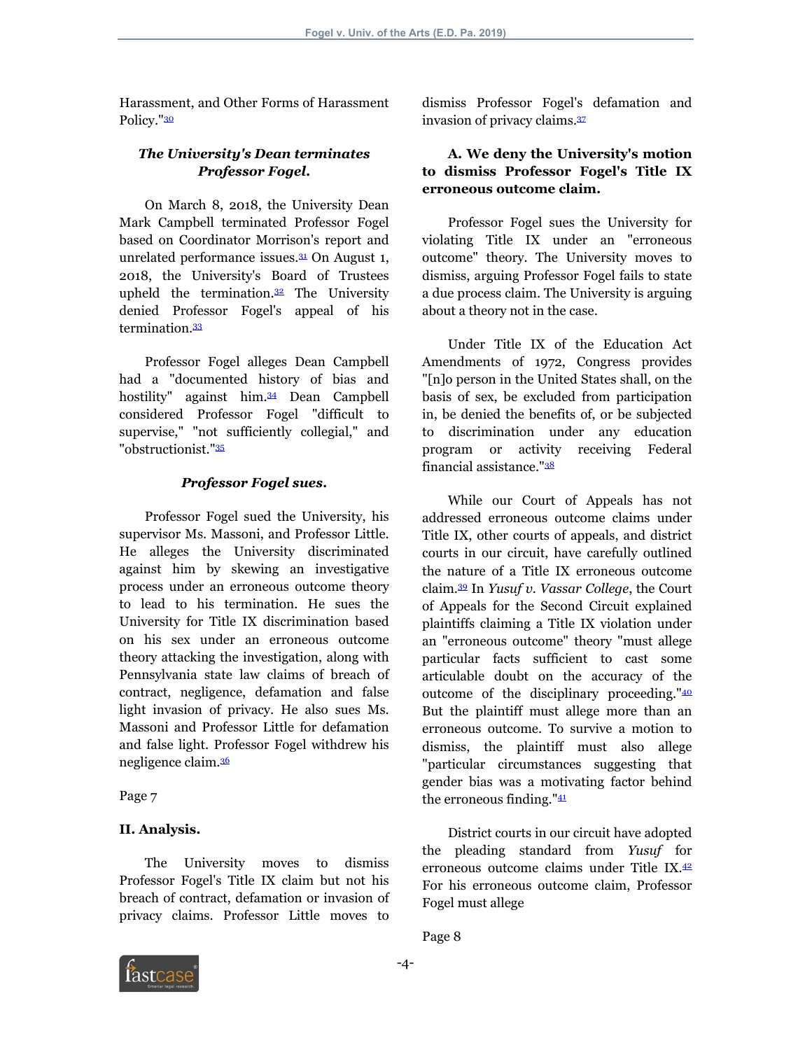Harassment, and Other Forms of Harassment Policy."[30]

***The University's Dean terminates Professor Fogel.***

On March 8, 2018, the University Dean Mark Campbell terminated Professor Fogel based on Coordinator Morrison's report and unrelated performance issues.[31] On August 1, 2018, the University's Board of Trustees upheld the termination.[32] The University denied Professor Fogel's appeal of his termination.[33]

Professor Fogel alleges Dean Campbell had a "documented history of bias and hostility" against him.[34] Dean Campbell considered Professor Fogel "difficult to supervise," "not sufficiently collegial," and "obstructionist."[35]

***Professor Fogel sues.***

Professor Fogel sued the University, his supervisor Ms. Massoni, and Professor Little. He alleges the University discriminated against him by skewing an investigative process under an erroneous outcome theory to lead to his termination. He sues the University for Title IX discrimination based on his sex under an erroneous outcome theory attacking the investigation, along with Pennsylvania state law claims of breach of contract, negligence, defamation and false light invasion of privacy. He also sues Ms. Massoni and Professor Little for defamation and false light. Professor Fogel withdrew his negligence claim.[36]

Page 7

## II. Analysis.

The University moves to dismiss Professor Fogel's Title IX claim but not his breach of contract, defamation or invasion of privacy claims. Professor Little moves to dismiss Professor Fogel's defamation and invasion of privacy claims.[37]

### A. We deny the University's motion to dismiss Professor Fogel's Title IX erroneous outcome claim.

Professor Fogel sues the University for violating Title IX under an "erroneous outcome" theory. The University moves to dismiss, arguing Professor Fogel fails to state a due process claim. The University is arguing about a theory not in the case.

Under Title IX of the Education Act Amendments of 1972, Congress provides "[n]o person in the United States shall, on the basis of sex, be excluded from participation in, be denied the benefits of, or be subjected to discrimination under any education program or activity receiving Federal financial assistance."[38]

While our Court of Appeals has not addressed erroneous outcome claims under Title IX, other courts of appeals, and district courts in our circuit, have carefully outlined the nature of a Title IX erroneous outcome claim.[39] In *Yusuf v. Vassar College*, the Court of Appeals for the Second Circuit explained plaintiffs claiming a Title IX violation under an "erroneous outcome" theory "must allege particular facts sufficient to cast some articulable doubt on the accuracy of the outcome of the disciplinary proceeding."[40] But the plaintiff must allege more than an erroneous outcome. To survive a motion to dismiss, the plaintiff must also allege "particular circumstances suggesting that gender bias was a motivating factor behind the erroneous finding."[41]

District courts in our circuit have adopted the pleading standard from *Yusuf* for erroneous outcome claims under Title IX.[42] For his erroneous outcome claim, Professor Fogel must allege

Page 8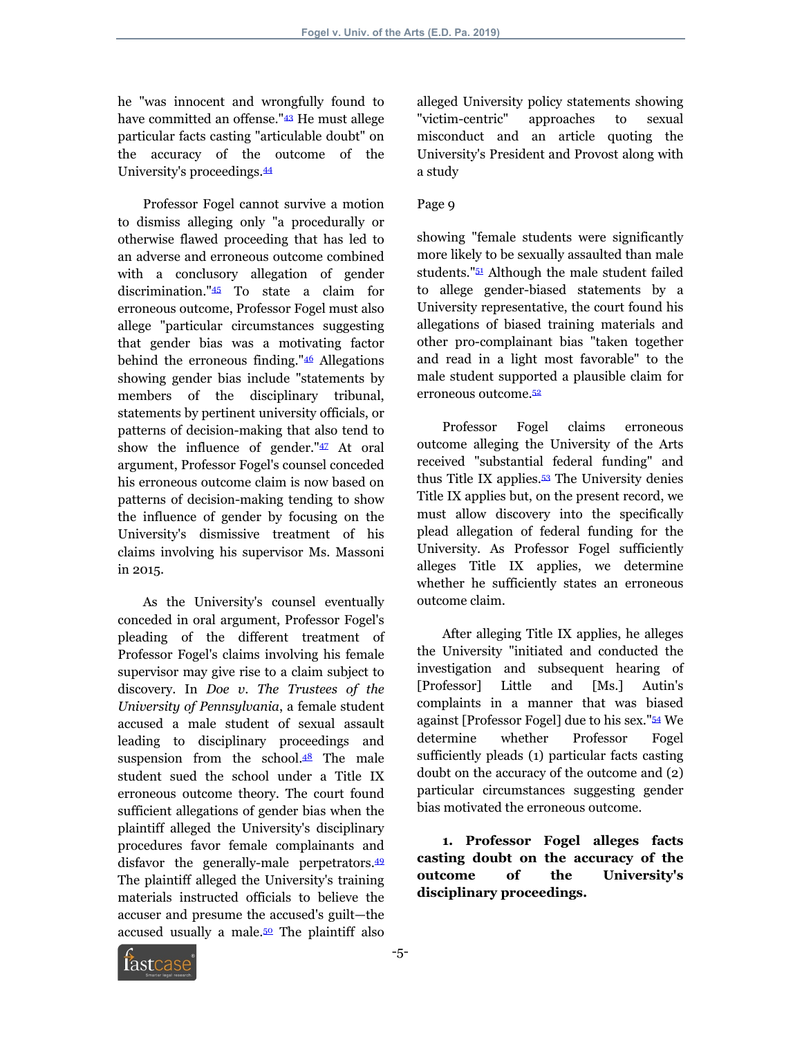he "was innocent and wrongfully found to have committed an offense."[43] He must allege particular facts casting "articulable doubt" on the accuracy of the outcome of the University's proceedings.[44]

Professor Fogel cannot survive a motion to dismiss alleging only "a procedurally or otherwise flawed proceeding that has led to an adverse and erroneous outcome combined with a conclusory allegation of gender discrimination."[45] To state a claim for erroneous outcome, Professor Fogel must also allege "particular circumstances suggesting that gender bias was a motivating factor behind the erroneous finding."[46] Allegations showing gender bias include "statements by members of the disciplinary tribunal, statements by pertinent university officials, or patterns of decision-making that also tend to show the influence of gender."[47] At oral argument, Professor Fogel's counsel conceded his erroneous outcome claim is now based on patterns of decision-making tending to show the influence of gender by focusing on the University's dismissive treatment of his claims involving his supervisor Ms. Massoni in 2015.

As the University's counsel eventually conceded in oral argument, Professor Fogel's pleading of the different treatment of Professor Fogel's claims involving his female supervisor may give rise to a claim subject to discovery. In *Doe v. The Trustees of the University of Pennsylvania*, a female student accused a male student of sexual assault leading to disciplinary proceedings and suspension from the school.[48] The male student sued the school under a Title IX erroneous outcome theory. The court found sufficient allegations of gender bias when the plaintiff alleged the University's disciplinary procedures favor female complainants and disfavor the generally-male perpetrators.[49] The plaintiff alleged the University's training materials instructed officials to believe the accuser and presume the accused's guilt—the accused usually a male.[50] The plaintiff also alleged University policy statements showing "victim-centric" approaches to sexual misconduct and an article quoting the University's President and Provost along with a study

Page 9

showing "female students were significantly more likely to be sexually assaulted than male students."[51] Although the male student failed to allege gender-biased statements by a University representative, the court found his allegations of biased training materials and other pro-complainant bias "taken together and read in a light most favorable" to the male student supported a plausible claim for erroneous outcome.[52]

Professor Fogel claims erroneous outcome alleging the University of the Arts received "substantial federal funding" and thus Title IX applies.[53] The University denies Title IX applies but, on the present record, we must allow discovery into the specifically plead allegation of federal funding for the University. As Professor Fogel sufficiently alleges Title IX applies, we determine whether he sufficiently states an erroneous outcome claim.

After alleging Title IX applies, he alleges the University "initiated and conducted the investigation and subsequent hearing of [Professor] Little and [Ms.] Autin's complaints in a manner that was biased against [Professor Fogel] due to his sex."[54] We determine whether Professor Fogel sufficiently pleads (1) particular facts casting doubt on the accuracy of the outcome and (2) particular circumstances suggesting gender bias motivated the erroneous outcome.

**1. Professor Fogel alleges facts casting doubt on the accuracy of the outcome of the University's disciplinary proceedings.**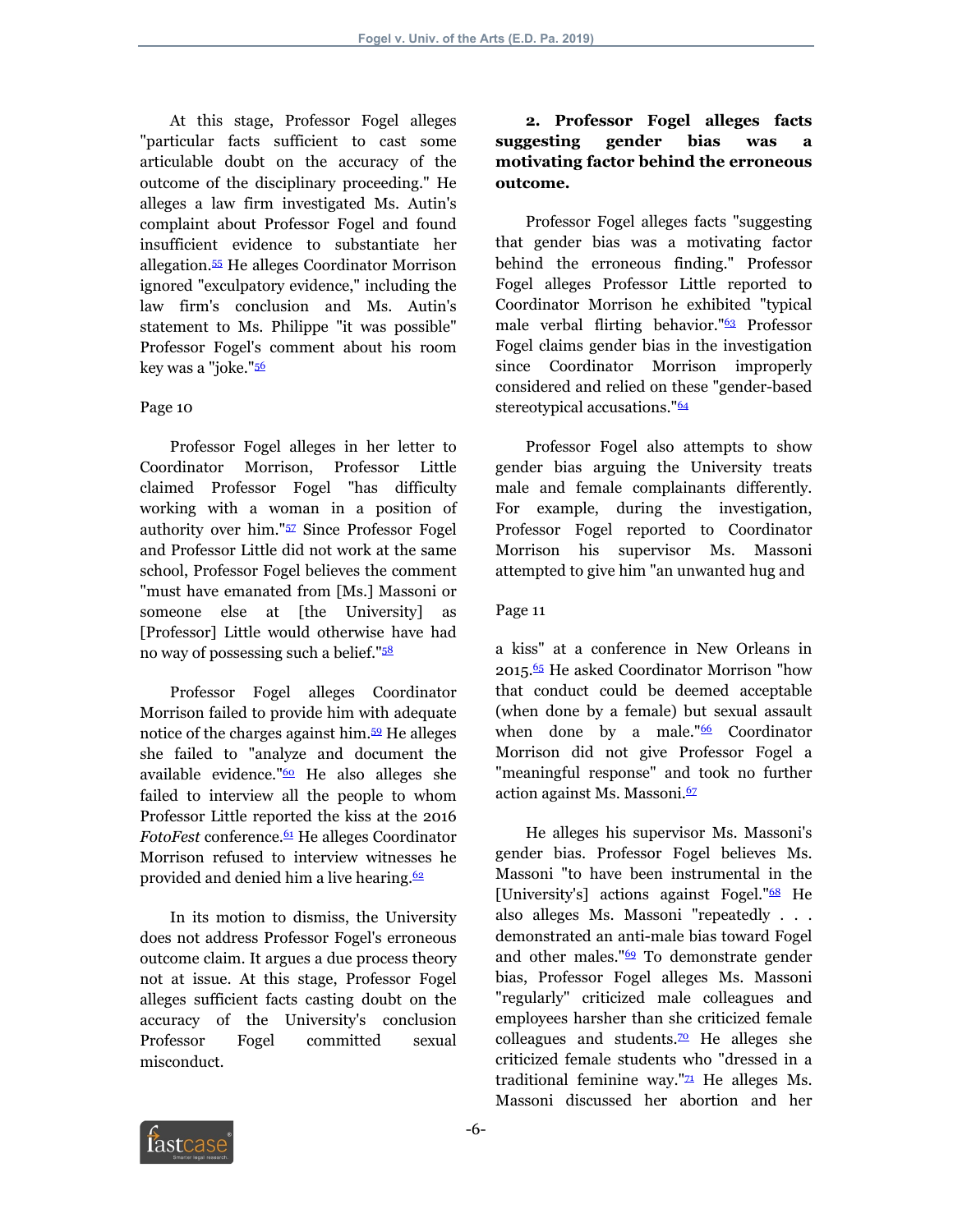At this stage, Professor Fogel alleges "particular facts sufficient to cast some articulable doubt on the accuracy of the outcome of the disciplinary proceeding." He alleges a law firm investigated Ms. Autin's complaint about Professor Fogel and found insufficient evidence to substantiate her allegation.[55] He alleges Coordinator Morrison ignored "exculpatory evidence," including the law firm's conclusion and Ms. Autin's statement to Ms. Philippe "it was possible" Professor Fogel's comment about his room key was a "joke."[56]

Page 10

Professor Fogel alleges in her letter to Coordinator Morrison, Professor Little claimed Professor Fogel "has difficulty working with a woman in a position of authority over him."[57] Since Professor Fogel and Professor Little did not work at the same school, Professor Fogel believes the comment "must have emanated from [Ms.] Massoni or someone else at [the University] as [Professor] Little would otherwise have had no way of possessing such a belief."[58]

Professor Fogel alleges Coordinator Morrison failed to provide him with adequate notice of the charges against him.[59] He alleges she failed to "analyze and document the available evidence."[60] He also alleges she failed to interview all the people to whom Professor Little reported the kiss at the 2016 *FotoFest* conference.[61] He alleges Coordinator Morrison refused to interview witnesses he provided and denied him a live hearing.[62]

In its motion to dismiss, the University does not address Professor Fogel's erroneous outcome claim. It argues a due process theory not at issue. At this stage, Professor Fogel alleges sufficient facts casting doubt on the accuracy of the University's conclusion Professor Fogel committed sexual misconduct.

**2. Professor Fogel alleges facts suggesting gender bias was a motivating factor behind the erroneous outcome.**

Professor Fogel alleges facts "suggesting that gender bias was a motivating factor behind the erroneous finding." Professor Fogel alleges Professor Little reported to Coordinator Morrison he exhibited "typical male verbal flirting behavior."[63] Professor Fogel claims gender bias in the investigation since Coordinator Morrison improperly considered and relied on these "gender-based stereotypical accusations."[64]

Professor Fogel also attempts to show gender bias arguing the University treats male and female complainants differently. For example, during the investigation, Professor Fogel reported to Coordinator Morrison his supervisor Ms. Massoni attempted to give him "an unwanted hug and

Page 11

a kiss" at a conference in New Orleans in 2015.[65] He asked Coordinator Morrison "how that conduct could be deemed acceptable (when done by a female) but sexual assault when done by a male."[66] Coordinator Morrison did not give Professor Fogel a "meaningful response" and took no further action against Ms. Massoni.[67]

He alleges his supervisor Ms. Massoni's gender bias. Professor Fogel believes Ms. Massoni "to have been instrumental in the [University's] actions against Fogel."[68] He also alleges Ms. Massoni "repeatedly . . . demonstrated an anti-male bias toward Fogel and other males."[69] To demonstrate gender bias, Professor Fogel alleges Ms. Massoni "regularly" criticized male colleagues and employees harsher than she criticized female colleagues and students.[70] He alleges she criticized female students who "dressed in a traditional feminine way."[71] He alleges Ms. Massoni discussed her abortion and her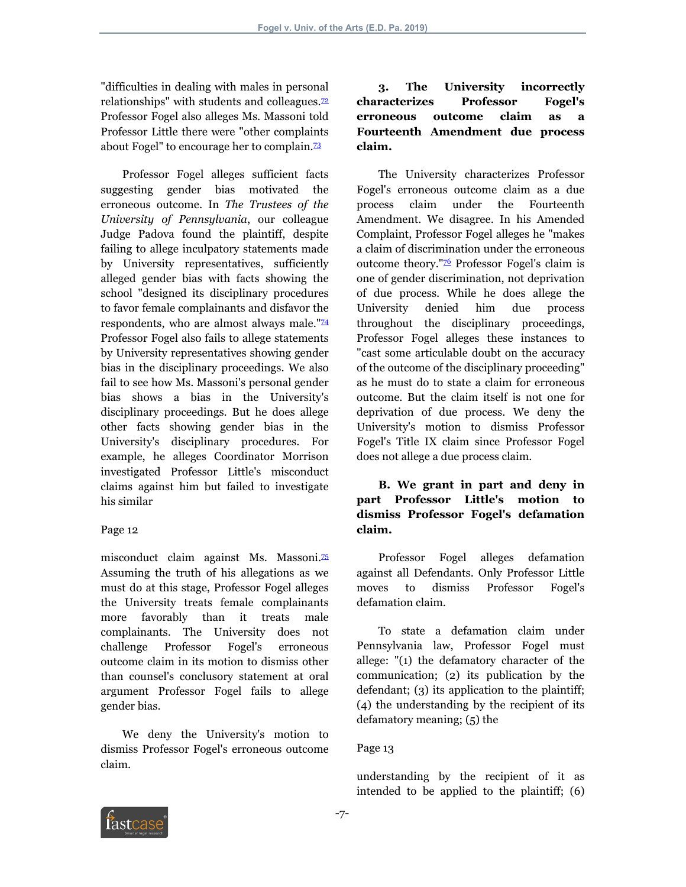"difficulties in dealing with males in personal relationships" with students and colleagues.[72] Professor Fogel also alleges Ms. Massoni told Professor Little there were "other complaints about Fogel" to encourage her to complain.[73]

Professor Fogel alleges sufficient facts suggesting gender bias motivated the erroneous outcome. In *The Trustees of the University of Pennsylvania*, our colleague Judge Padova found the plaintiff, despite failing to allege inculpatory statements made by University representatives, sufficiently alleged gender bias with facts showing the school "designed its disciplinary procedures to favor female complainants and disfavor the respondents, who are almost always male."[74] Professor Fogel also fails to allege statements by University representatives showing gender bias in the disciplinary proceedings. We also fail to see how Ms. Massoni's personal gender bias shows a bias in the University's disciplinary proceedings. But he does allege other facts showing gender bias in the University's disciplinary procedures. For example, he alleges Coordinator Morrison investigated Professor Little's misconduct claims against him but failed to investigate his similar

Page 12

misconduct claim against Ms. Massoni.[75] Assuming the truth of his allegations as we must do at this stage, Professor Fogel alleges the University treats female complainants more favorably than it treats male complainants. The University does not challenge Professor Fogel's erroneous outcome claim in its motion to dismiss other than counsel's conclusory statement at oral argument Professor Fogel fails to allege gender bias.

We deny the University's motion to dismiss Professor Fogel's erroneous outcome claim.

**3. The University incorrectly characterizes Professor Fogel's erroneous outcome claim as a Fourteenth Amendment due process claim.**

The University characterizes Professor Fogel's erroneous outcome claim as a due process claim under the Fourteenth Amendment. We disagree. In his Amended Complaint, Professor Fogel alleges he "makes a claim of discrimination under the erroneous outcome theory."[76] Professor Fogel's claim is one of gender discrimination, not deprivation of due process. While he does allege the University denied him due process throughout the disciplinary proceedings, Professor Fogel alleges these instances to "cast some articulable doubt on the accuracy of the outcome of the disciplinary proceeding" as he must do to state a claim for erroneous outcome. But the claim itself is not one for deprivation of due process. We deny the University's motion to dismiss Professor Fogel's Title IX claim since Professor Fogel does not allege a due process claim.

**B. We grant in part and deny in part Professor Little's motion to dismiss Professor Fogel's defamation claim.**

Professor Fogel alleges defamation against all Defendants. Only Professor Little moves to dismiss Professor Fogel's defamation claim.

To state a defamation claim under Pennsylvania law, Professor Fogel must allege: "(1) the defamatory character of the communication; (2) its publication by the defendant; (3) its application to the plaintiff; (4) the understanding by the recipient of its defamatory meaning; (5) the

Page 13

understanding by the recipient of it as intended to be applied to the plaintiff; (6)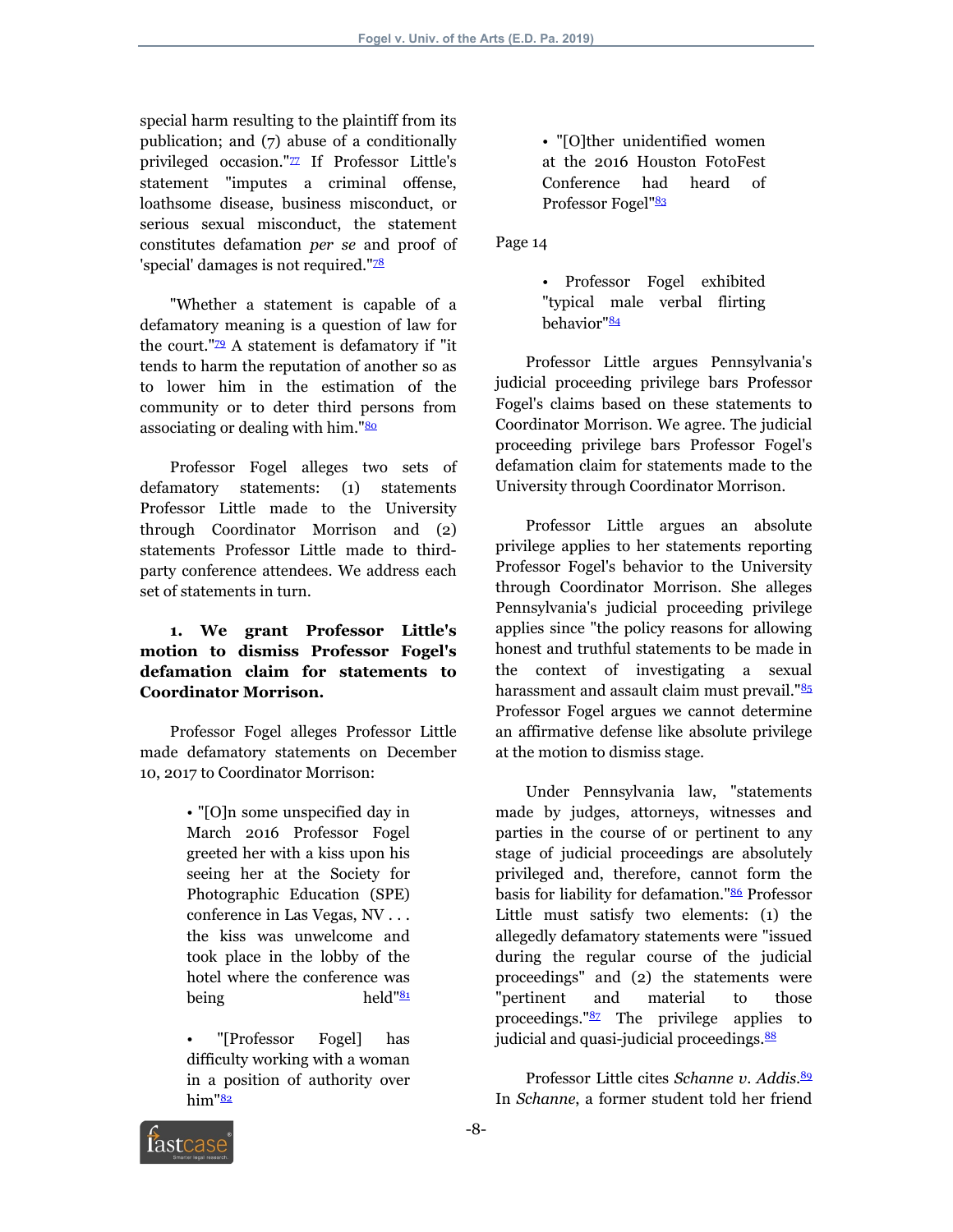special harm resulting to the plaintiff from its publication; and (7) abuse of a conditionally privileged occasion."[77] If Professor Little's statement "imputes a criminal offense, loathsome disease, business misconduct, or serious sexual misconduct, the statement constitutes defamation *per se* and proof of 'special' damages is not required."[78]

"Whether a statement is capable of a defamatory meaning is a question of law for the court."[79] A statement is defamatory if "it tends to harm the reputation of another so as to lower him in the estimation of the community or to deter third persons from associating or dealing with him."[80]

Professor Fogel alleges two sets of defamatory statements: (1) statements Professor Little made to the University through Coordinator Morrison and (2) statements Professor Little made to third-party conference attendees. We address each set of statements in turn.

**1. We grant Professor Little's motion to dismiss Professor Fogel's defamation claim for statements to Coordinator Morrison.**

Professor Fogel alleges Professor Little made defamatory statements on December 10, 2017 to Coordinator Morrison:

> • "[O]n some unspecified day in March 2016 Professor Fogel greeted her with a kiss upon his seeing her at the Society for Photographic Education (SPE) conference in Las Vegas, NV . . . the kiss was unwelcome and took place in the lobby of the hotel where the conference was being held"[81]
>
> • "[Professor Fogel] has difficulty working with a woman in a position of authority over him"[82]
>
> • "[O]ther unidentified women at the 2016 Houston FotoFest Conference had heard of Professor Fogel"[83]

Page 14

> • Professor Fogel exhibited "typical male verbal flirting behavior"[84]

Professor Little argues Pennsylvania's judicial proceeding privilege bars Professor Fogel's claims based on these statements to Coordinator Morrison. We agree. The judicial proceeding privilege bars Professor Fogel's defamation claim for statements made to the University through Coordinator Morrison.

Professor Little argues an absolute privilege applies to her statements reporting Professor Fogel's behavior to the University through Coordinator Morrison. She alleges Pennsylvania's judicial proceeding privilege applies since "the policy reasons for allowing honest and truthful statements to be made in the context of investigating a sexual harassment and assault claim must prevail."[85] Professor Fogel argues we cannot determine an affirmative defense like absolute privilege at the motion to dismiss stage.

Under Pennsylvania law, "statements made by judges, attorneys, witnesses and parties in the course of or pertinent to any stage of judicial proceedings are absolutely privileged and, therefore, cannot form the basis for liability for defamation."[86] Professor Little must satisfy two elements: (1) the allegedly defamatory statements were "issued during the regular course of the judicial proceedings" and (2) the statements were "pertinent and material to those proceedings."[87] The privilege applies to judicial and quasi-judicial proceedings.[88]

Professor Little cites *Schanne v. Addis*.[89] In *Schanne*, a former student told her friend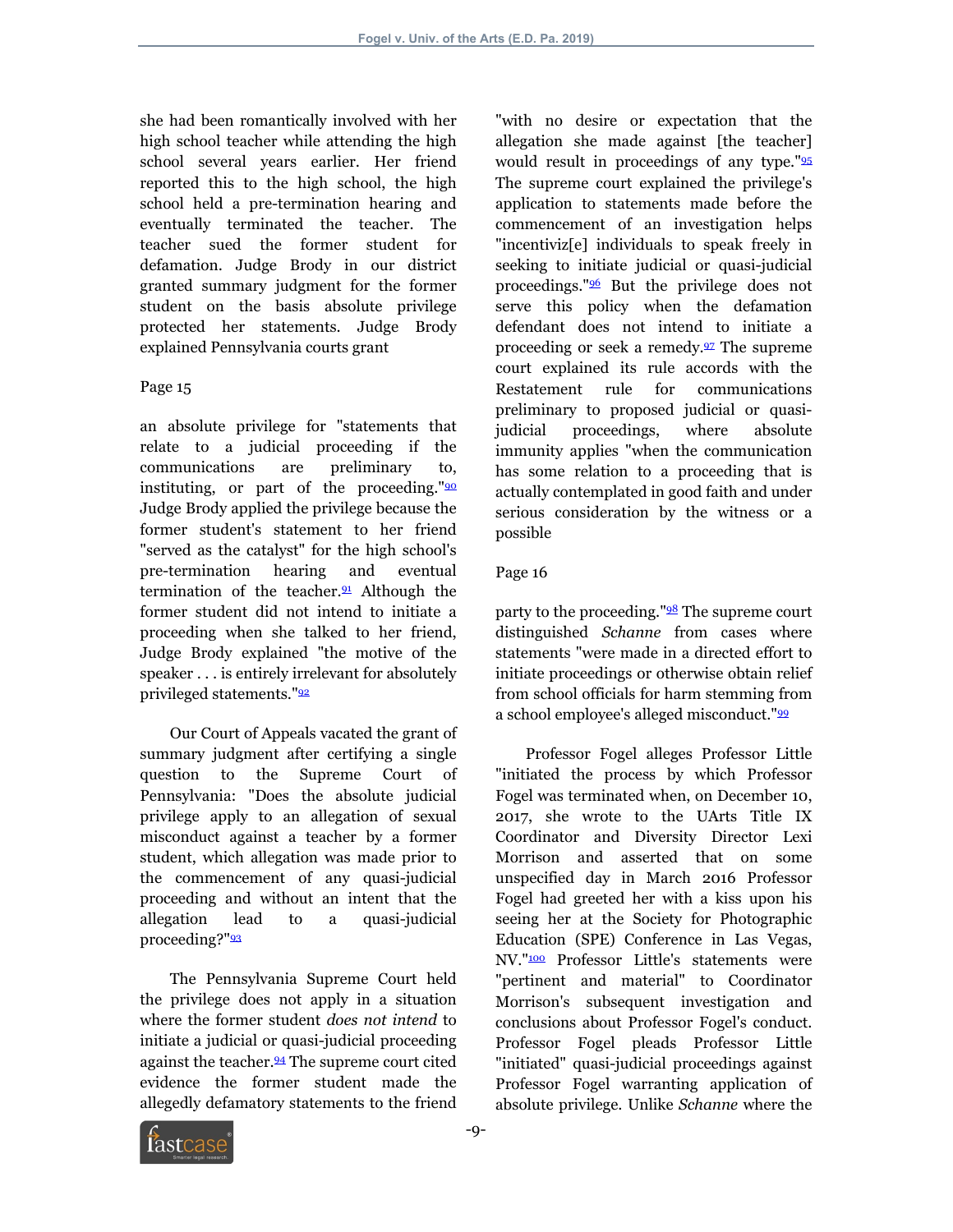she had been romantically involved with her high school teacher while attending the high school several years earlier. Her friend reported this to the high school, the high school held a pre-termination hearing and eventually terminated the teacher. The teacher sued the former student for defamation. Judge Brody in our district granted summary judgment for the former student on the basis absolute privilege protected her statements. Judge Brody explained Pennsylvania courts grant

Page 15

an absolute privilege for "statements that relate to a judicial proceeding if the communications are preliminary to, instituting, or part of the proceeding."[90] Judge Brody applied the privilege because the former student's statement to her friend "served as the catalyst" for the high school's pre-termination hearing and eventual termination of the teacher.[91] Although the former student did not intend to initiate a proceeding when she talked to her friend, Judge Brody explained "the motive of the speaker . . . is entirely irrelevant for absolutely privileged statements."[92]

Our Court of Appeals vacated the grant of summary judgment after certifying a single question to the Supreme Court of Pennsylvania: "Does the absolute judicial privilege apply to an allegation of sexual misconduct against a teacher by a former student, which allegation was made prior to the commencement of any quasi-judicial proceeding and without an intent that the allegation lead to a quasi-judicial proceeding?"[93]

The Pennsylvania Supreme Court held the privilege does not apply in a situation where the former student *does not intend* to initiate a judicial or quasi-judicial proceeding against the teacher.[94] The supreme court cited evidence the former student made the allegedly defamatory statements to the friend "with no desire or expectation that the allegation she made against [the teacher] would result in proceedings of any type."[95] The supreme court explained the privilege's application to statements made before the commencement of an investigation helps "incentiviz[e] individuals to speak freely in seeking to initiate judicial or quasi-judicial proceedings."[96] But the privilege does not serve this policy when the defamation defendant does not intend to initiate a proceeding or seek a remedy.[97] The supreme court explained its rule accords with the Restatement rule for communications preliminary to proposed judicial or quasi-judicial proceedings, where absolute immunity applies "when the communication has some relation to a proceeding that is actually contemplated in good faith and under serious consideration by the witness or a possible

Page 16

party to the proceeding."[98] The supreme court distinguished *Schanne* from cases where statements "were made in a directed effort to initiate proceedings or otherwise obtain relief from school officials for harm stemming from a school employee's alleged misconduct."[99]

Professor Fogel alleges Professor Little "initiated the process by which Professor Fogel was terminated when, on December 10, 2017, she wrote to the UArts Title IX Coordinator and Diversity Director Lexi Morrison and asserted that on some unspecified day in March 2016 Professor Fogel had greeted her with a kiss upon his seeing her at the Society for Photographic Education (SPE) Conference in Las Vegas, NV."[100] Professor Little's statements were "pertinent and material" to Coordinator Morrison's subsequent investigation and conclusions about Professor Fogel's conduct. Professor Fogel pleads Professor Little "initiated" quasi-judicial proceedings against Professor Fogel warranting application of absolute privilege. Unlike *Schanne* where the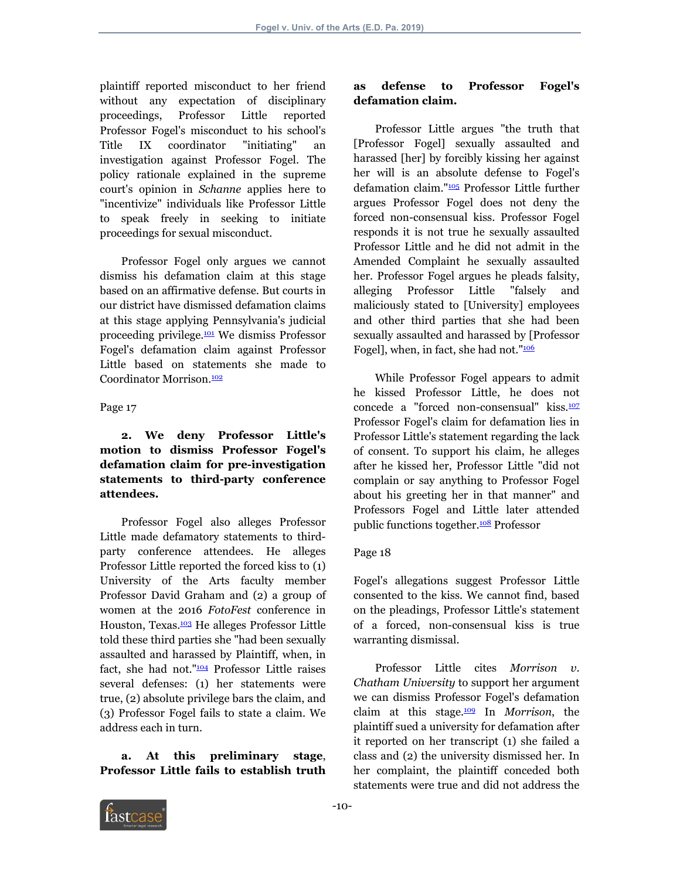plaintiff reported misconduct to her friend without any expectation of disciplinary proceedings, Professor Little reported Professor Fogel's misconduct to his school's Title IX coordinator "initiating" an investigation against Professor Fogel. The policy rationale explained in the supreme court's opinion in *Schanne* applies here to "incentivize" individuals like Professor Little to speak freely in seeking to initiate proceedings for sexual misconduct.

Professor Fogel only argues we cannot dismiss his defamation claim at this stage based on an affirmative defense. But courts in our district have dismissed defamation claims at this stage applying Pennsylvania's judicial proceeding privilege.[101] We dismiss Professor Fogel's defamation claim against Professor Little based on statements she made to Coordinator Morrison.[102]

Page 17

**2. We deny Professor Little's motion to dismiss Professor Fogel's defamation claim for pre-investigation statements to third-party conference attendees.**

Professor Fogel also alleges Professor Little made defamatory statements to third-party conference attendees. He alleges Professor Little reported the forced kiss to (1) University of the Arts faculty member Professor David Graham and (2) a group of women at the 2016 *FotoFest* conference in Houston, Texas.[103] He alleges Professor Little told these third parties she "had been sexually assaulted and harassed by Plaintiff, when, in fact, she had not."[104] Professor Little raises several defenses: (1) her statements were true, (2) absolute privilege bars the claim, and (3) Professor Fogel fails to state a claim. We address each in turn.

**a. At this preliminary stage, Professor Little fails to establish truth as defense to Professor Fogel's defamation claim.**

Professor Little argues "the truth that [Professor Fogel] sexually assaulted and harassed [her] by forcibly kissing her against her will is an absolute defense to Fogel's defamation claim."[105] Professor Little further argues Professor Fogel does not deny the forced non-consensual kiss. Professor Fogel responds it is not true he sexually assaulted Professor Little and he did not admit in the Amended Complaint he sexually assaulted her. Professor Fogel argues he pleads falsity, alleging Professor Little "falsely and maliciously stated to [University] employees and other third parties that she had been sexually assaulted and harassed by [Professor Fogel], when, in fact, she had not."[106]

While Professor Fogel appears to admit he kissed Professor Little, he does not concede a "forced non-consensual" kiss.[107] Professor Fogel's claim for defamation lies in Professor Little's statement regarding the lack of consent. To support his claim, he alleges after he kissed her, Professor Little "did not complain or say anything to Professor Fogel about his greeting her in that manner" and Professors Fogel and Little later attended public functions together.[108] Professor

Page 18

Fogel's allegations suggest Professor Little consented to the kiss. We cannot find, based on the pleadings, Professor Little's statement of a forced, non-consensual kiss is true warranting dismissal.

Professor Little cites *Morrison v. Chatham University* to support her argument we can dismiss Professor Fogel's defamation claim at this stage.[109] In *Morrison*, the plaintiff sued a university for defamation after it reported on her transcript (1) she failed a class and (2) the university dismissed her. In her complaint, the plaintiff conceded both statements were true and did not address the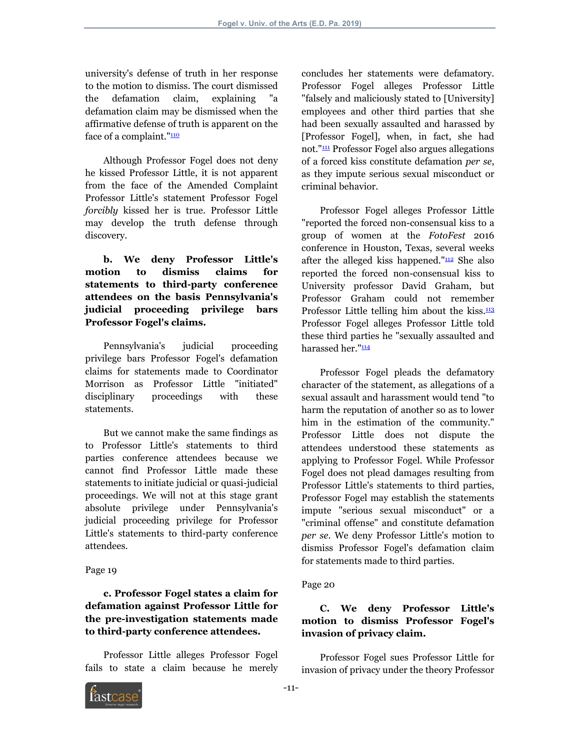university's defense of truth in her response to the motion to dismiss. The court dismissed the defamation claim, explaining "a defamation claim may be dismissed when the affirmative defense of truth is apparent on the face of a complaint."[110]

Although Professor Fogel does not deny he kissed Professor Little, it is not apparent from the face of the Amended Complaint Professor Little's statement Professor Fogel *forcibly* kissed her is true. Professor Little may develop the truth defense through discovery.

**b. We deny Professor Little's motion to dismiss claims for statements to third-party conference attendees on the basis Pennsylvania's judicial proceeding privilege bars Professor Fogel's claims.**

Pennsylvania's judicial proceeding privilege bars Professor Fogel's defamation claims for statements made to Coordinator Morrison as Professor Little "initiated" disciplinary proceedings with these statements.

But we cannot make the same findings as to Professor Little's statements to third parties conference attendees because we cannot find Professor Little made these statements to initiate judicial or quasi-judicial proceedings. We will not at this stage grant absolute privilege under Pennsylvania's judicial proceeding privilege for Professor Little's statements to third-party conference attendees.

Page 19

**c. Professor Fogel states a claim for defamation against Professor Little for the pre-investigation statements made to third-party conference attendees.**

Professor Little alleges Professor Fogel fails to state a claim because he merely concludes her statements were defamatory. Professor Fogel alleges Professor Little "falsely and maliciously stated to [University] employees and other third parties that she had been sexually assaulted and harassed by [Professor Fogel], when, in fact, she had not."[111] Professor Fogel also argues allegations of a forced kiss constitute defamation *per se*, as they impute serious sexual misconduct or criminal behavior.

Professor Fogel alleges Professor Little "reported the forced non-consensual kiss to a group of women at the *FotoFest* 2016 conference in Houston, Texas, several weeks after the alleged kiss happened."[112] She also reported the forced non-consensual kiss to University professor David Graham, but Professor Graham could not remember Professor Little telling him about the kiss.[113] Professor Fogel alleges Professor Little told these third parties he "sexually assaulted and harassed her."[114]

Professor Fogel pleads the defamatory character of the statement, as allegations of a sexual assault and harassment would tend "to harm the reputation of another so as to lower him in the estimation of the community." Professor Little does not dispute the attendees understood these statements as applying to Professor Fogel. While Professor Fogel does not plead damages resulting from Professor Little's statements to third parties, Professor Fogel may establish the statements impute "serious sexual misconduct" or a "criminal offense" and constitute defamation *per se*. We deny Professor Little's motion to dismiss Professor Fogel's defamation claim for statements made to third parties.

Page 20

**C. We deny Professor Little's motion to dismiss Professor Fogel's invasion of privacy claim.**

Professor Fogel sues Professor Little for invasion of privacy under the theory Professor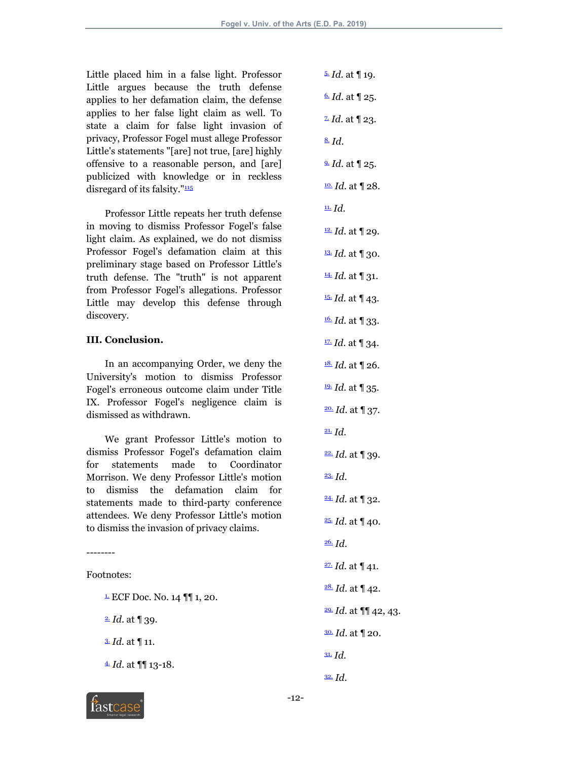Little placed him in a false light. Professor Little argues because the truth defense applies to her defamation claim, the defense applies to her false light claim as well. To state a claim for false light invasion of privacy, Professor Fogel must allege Professor Little's statements "[are] not true, [are] highly offensive to a reasonable person, and [are] publicized with knowledge or in reckless disregard of its falsity."[115]

Professor Little repeats her truth defense in moving to dismiss Professor Fogel's false light claim. As explained, we do not dismiss Professor Fogel's defamation claim at this preliminary stage based on Professor Little's truth defense. The "truth" is not apparent from Professor Fogel's allegations. Professor Little may develop this defense through discovery.

**III. Conclusion.**

In an accompanying Order, we deny the University's motion to dismiss Professor Fogel's erroneous outcome claim under Title IX. Professor Fogel's negligence claim is dismissed as withdrawn.

We grant Professor Little's motion to dismiss Professor Fogel's defamation claim for statements made to Coordinator Morrison. We deny Professor Little's motion to dismiss the defamation claim for statements made to third-party conference attendees. We deny Professor Little's motion to dismiss the invasion of privacy claims.

--------

Footnotes:

1. ECF Doc. No. 14 ¶¶ 1, 20.

2. *Id.* at ¶ 39.

3. *Id.* at ¶ 11.

4. *Id.* at ¶¶ 13-18.

5. *Id.* at ¶ 19.

6. *Id.* at ¶ 25.

7. *Id.* at ¶ 23.

8. *Id.*

9. *Id.* at ¶ 25.

10. *Id.* at ¶ 28.

11. *Id.*

12. *Id.* at ¶ 29.

13. *Id.* at ¶ 30.

14. *Id.* at ¶ 31.

15. *Id.* at ¶ 43.

16. *Id.* at ¶ 33.

17. *Id.* at ¶ 34.

18. *Id.* at ¶ 26.

19. *Id.* at ¶ 35.

20. *Id.* at ¶ 37.

21. *Id.*

22. *Id.* at ¶ 39.

23. *Id.*

24. *Id.* at ¶ 32.

25. *Id.* at ¶ 40.

26. *Id.*

27. *Id.* at ¶ 41.

28. *Id.* at ¶ 42.

29. *Id.* at ¶¶ 42, 43.

30. *Id.* at ¶ 20.

31. *Id.*

32. *Id.*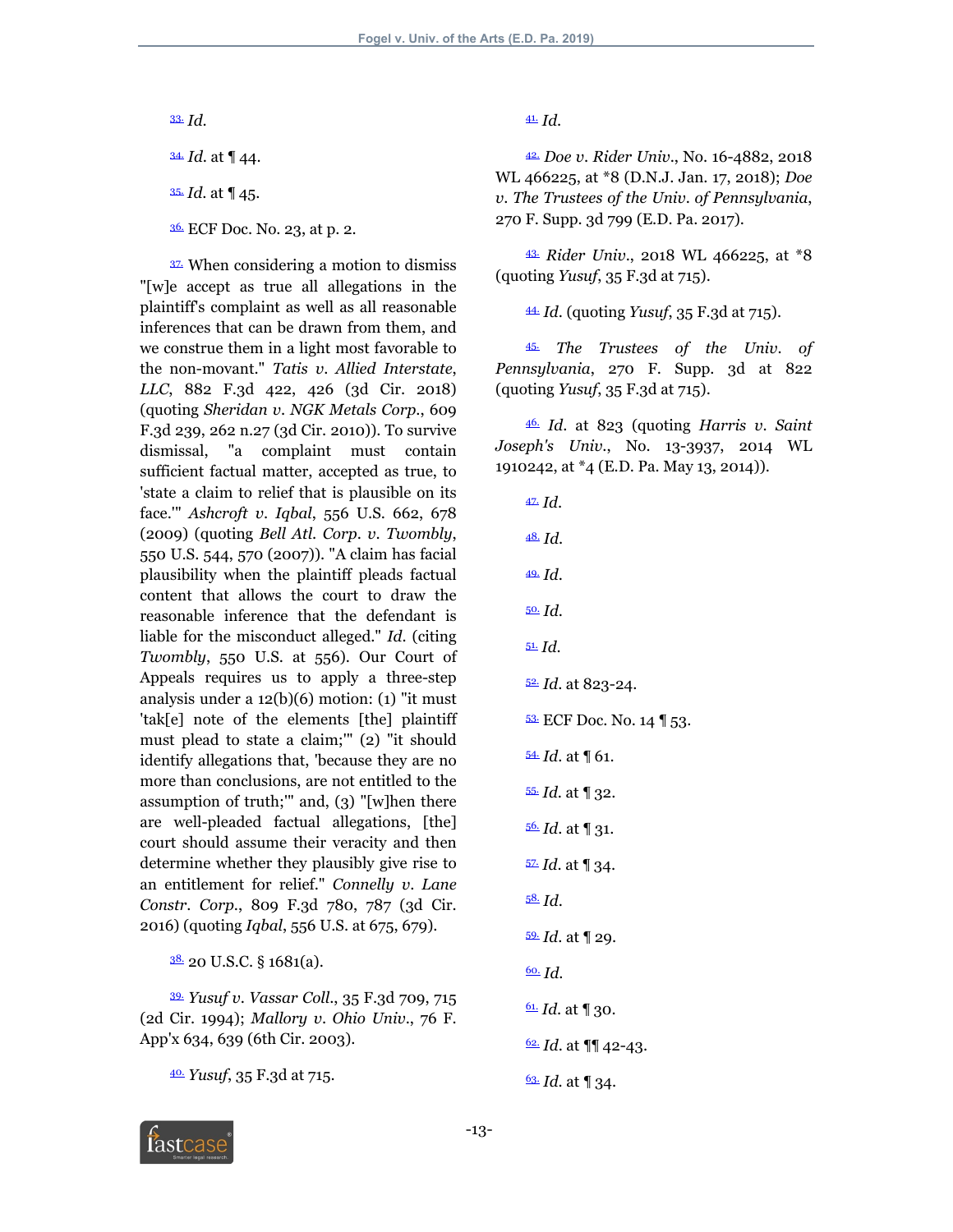[33] *Id.*

[34] *Id.* at ¶ 44.

[35] *Id.* at ¶ 45.

[36] ECF Doc. No. 23, at p. 2.

[37] When considering a motion to dismiss "[w]e accept as true all allegations in the plaintiff's complaint as well as all reasonable inferences that can be drawn from them, and we construe them in a light most favorable to the non-movant." *Tatis v. Allied Interstate, LLC*, 882 F.3d 422, 426 (3d Cir. 2018) (quoting *Sheridan v. NGK Metals Corp.*, 609 F.3d 239, 262 n.27 (3d Cir. 2010)). To survive dismissal, "a complaint must contain sufficient factual matter, accepted as true, to 'state a claim to relief that is plausible on its face.'" *Ashcroft v. Iqbal*, 556 U.S. 662, 678 (2009) (quoting *Bell Atl. Corp. v. Twombly*, 550 U.S. 544, 570 (2007)). "A claim has facial plausibility when the plaintiff pleads factual content that allows the court to draw the reasonable inference that the defendant is liable for the misconduct alleged." *Id.* (citing *Twombly*, 550 U.S. at 556). Our Court of Appeals requires us to apply a three-step analysis under a 12(b)(6) motion: (1) "it must 'tak[e] note of the elements [the] plaintiff must plead to state a claim;'" (2) "it should identify allegations that, 'because they are no more than conclusions, are not entitled to the assumption of truth;'" and, (3) "[w]hen there are well-pleaded factual allegations, [the] court should assume their veracity and then determine whether they plausibly give rise to an entitlement for relief." *Connelly v. Lane Constr. Corp.*, 809 F.3d 780, 787 (3d Cir. 2016) (quoting *Iqbal*, 556 U.S. at 675, 679).

[38] 20 U.S.C. § 1681(a).

[39] *Yusuf v. Vassar Coll.*, 35 F.3d 709, 715 (2d Cir. 1994); *Mallory v. Ohio Univ.*, 76 F. App'x 634, 639 (6th Cir. 2003).

[40] *Yusuf*, 35 F.3d at 715.

[41] *Id.*

[42] *Doe v. Rider Univ.*, No. 16-4882, 2018 WL 466225, at *8 (D.N.J. Jan. 17, 2018); *Doe v. The Trustees of the Univ. of Pennsylvania*, 270 F. Supp. 3d 799 (E.D. Pa. 2017).

[43] *Rider Univ.*, 2018 WL 466225, at *8 (quoting *Yusuf*, 35 F.3d at 715).

[44] *Id.* (quoting *Yusuf*, 35 F.3d at 715).

[45] *The Trustees of the Univ. of Pennsylvania*, 270 F. Supp. 3d at 822 (quoting *Yusuf*, 35 F.3d at 715).

[46] *Id.* at 823 (quoting *Harris v. Saint Joseph's Univ.*, No. 13-3937, 2014 WL 1910242, at *4 (E.D. Pa. May 13, 2014)).

[47] *Id.*

[48] *Id.*

[49] *Id.*

[50] *Id.*

[51] *Id.*

[52] *Id.* at 823-24.

[53] ECF Doc. No. 14 ¶ 53.

[54] *Id.* at ¶ 61.

[55] *Id.* at ¶ 32.

[56] *Id.* at ¶ 31.

[57] *Id.* at ¶ 34.

[58] *Id.*

[59] *Id.* at ¶ 29.

[60] *Id.*

[61] *Id.* at ¶ 30.

[62] *Id.* at ¶¶ 42-43.

[63] *Id.* at ¶ 34.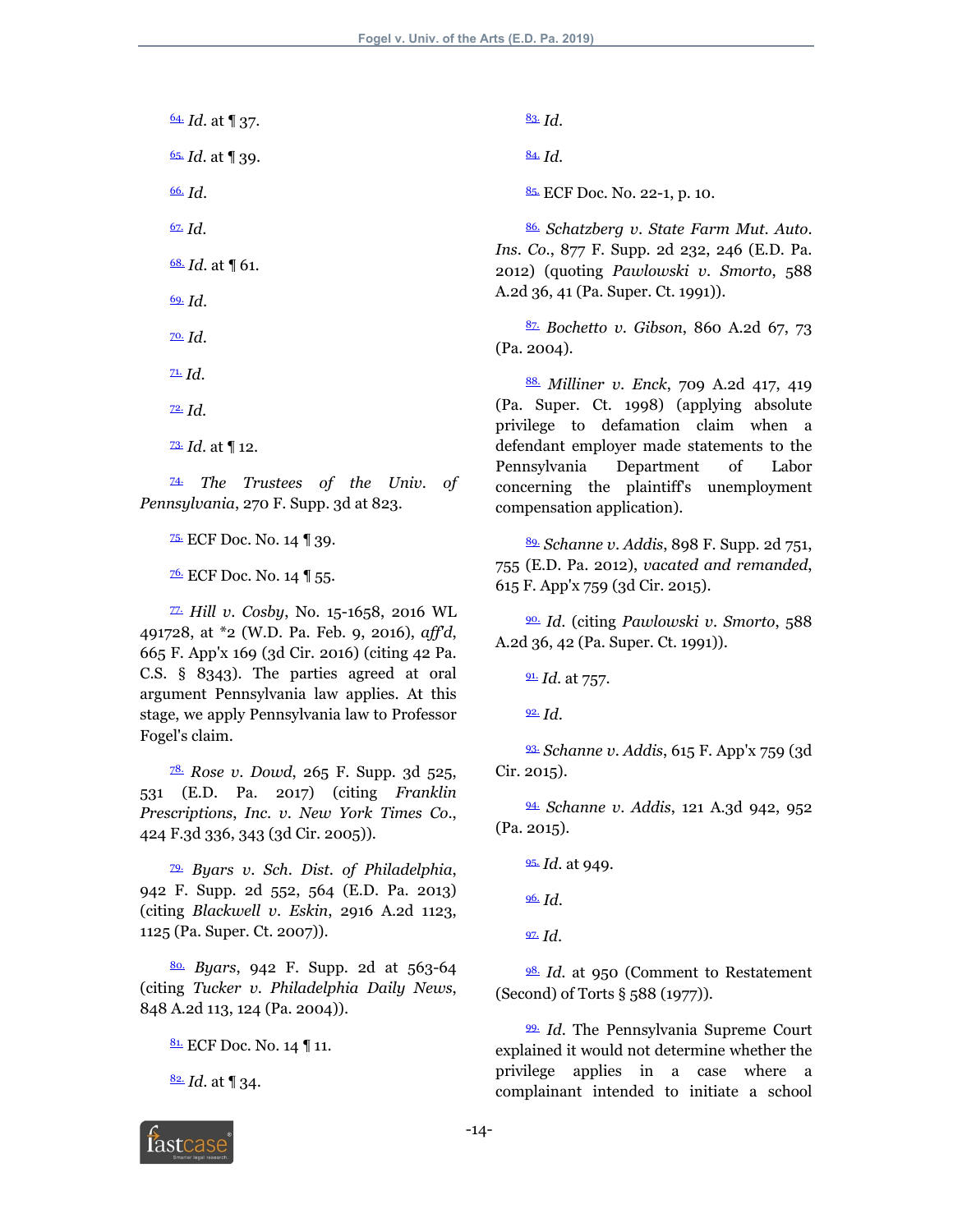[64] *Id.* at ¶ 37.

[65] *Id.* at ¶ 39.

[66] *Id.*

[67] *Id.*

[68] *Id.* at ¶ 61.

[69] *Id.*

[70] *Id.*

[71] *Id.*

[72] *Id.*

[73] *Id.* at ¶ 12.

[74] *The Trustees of the Univ. of Pennsylvania*, 270 F. Supp. 3d at 823.

[75] ECF Doc. No. 14 ¶ 39.

[76] ECF Doc. No. 14 ¶ 55.

[77] *Hill v. Cosby*, No. 15-1658, 2016 WL 491728, at *2 (W.D. Pa. Feb. 9, 2016), *aff'd*, 665 F. App'x 169 (3d Cir. 2016) (citing 42 Pa. C.S. § 8343). The parties agreed at oral argument Pennsylvania law applies. At this stage, we apply Pennsylvania law to Professor Fogel's claim.

[78] *Rose v. Dowd*, 265 F. Supp. 3d 525, 531 (E.D. Pa. 2017) (citing *Franklin Prescriptions, Inc. v. New York Times Co.*, 424 F.3d 336, 343 (3d Cir. 2005)).

[79] *Byars v. Sch. Dist. of Philadelphia*, 942 F. Supp. 2d 552, 564 (E.D. Pa. 2013) (citing *Blackwell v. Eskin*, 2916 A.2d 1123, 1125 (Pa. Super. Ct. 2007)).

[80] *Byars*, 942 F. Supp. 2d at 563-64 (citing *Tucker v. Philadelphia Daily News*, 848 A.2d 113, 124 (Pa. 2004)).

[81] ECF Doc. No. 14 ¶ 11.

[82] *Id.* at ¶ 34.

[83] *Id.*

[84] *Id.*

[85] ECF Doc. No. 22-1, p. 10.

[86] *Schatzberg v. State Farm Mut. Auto. Ins. Co.*, 877 F. Supp. 2d 232, 246 (E.D. Pa. 2012) (quoting *Pawlowski v. Smorto*, 588 A.2d 36, 41 (Pa. Super. Ct. 1991)).

[87] *Bochetto v. Gibson*, 860 A.2d 67, 73 (Pa. 2004).

[88] *Milliner v. Enck*, 709 A.2d 417, 419 (Pa. Super. Ct. 1998) (applying absolute privilege to defamation claim when a defendant employer made statements to the Pennsylvania Department of Labor concerning the plaintiff's unemployment compensation application).

[89] *Schanne v. Addis*, 898 F. Supp. 2d 751, 755 (E.D. Pa. 2012), *vacated and remanded*, 615 F. App'x 759 (3d Cir. 2015).

[90] *Id.* (citing *Pawlowski v. Smorto*, 588 A.2d 36, 42 (Pa. Super. Ct. 1991)).

[91] *Id.* at 757.

[92] *Id.*

[93] *Schanne v. Addis*, 615 F. App'x 759 (3d Cir. 2015).

[94] *Schanne v. Addis*, 121 A.3d 942, 952 (Pa. 2015).

[95] *Id.* at 949.

[96] *Id.*

[97] *Id.*

[98] *Id.* at 950 (Comment to Restatement (Second) of Torts § 588 (1977)).

[99] *Id.* The Pennsylvania Supreme Court explained it would not determine whether the privilege applies in a case where a complainant intended to initiate a school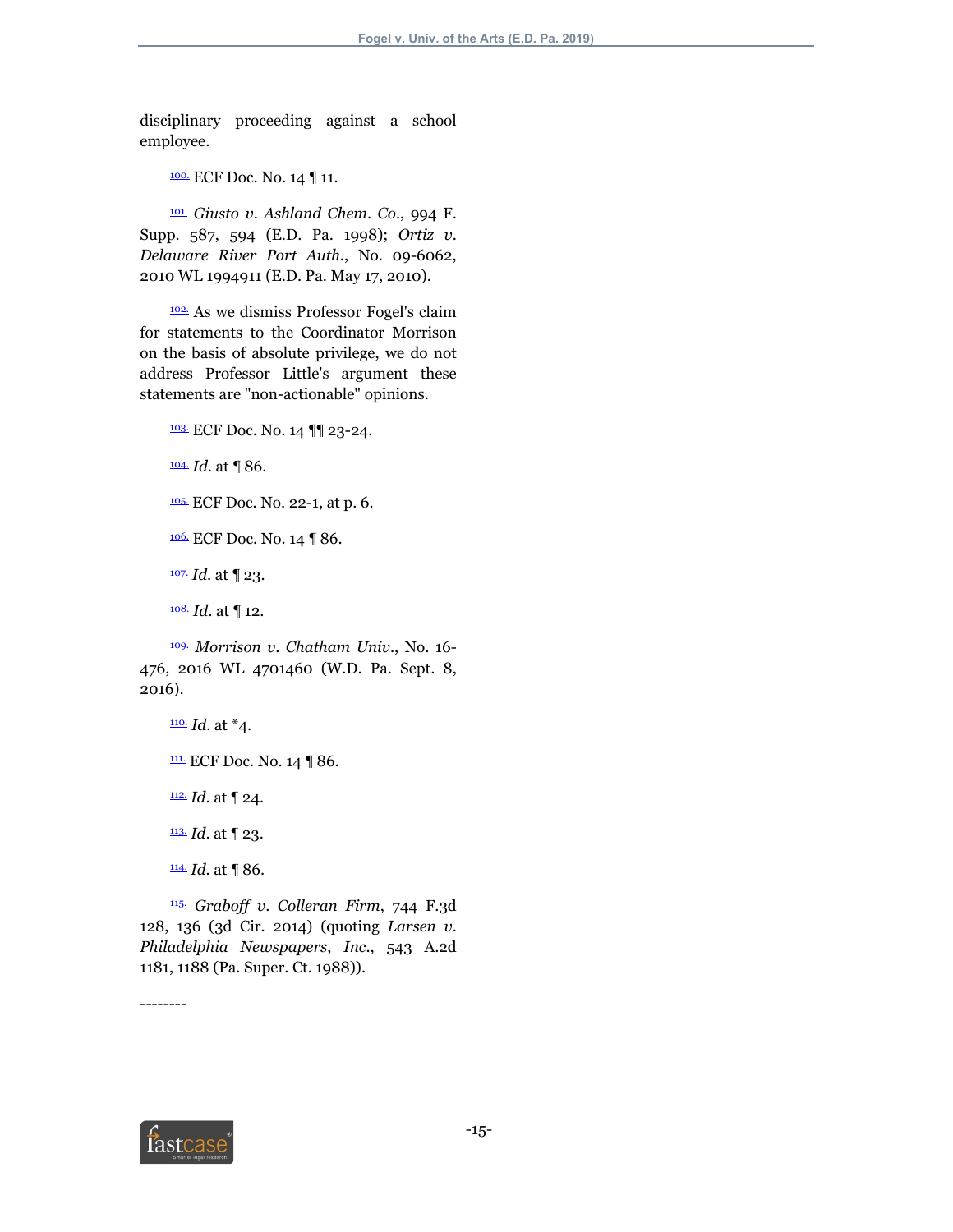disciplinary proceeding against a school employee.

[100.] ECF Doc. No. 14 ¶ 11.

[101.] *Giusto v. Ashland Chem. Co.*, 994 F. Supp. 587, 594 (E.D. Pa. 1998); *Ortiz v. Delaware River Port Auth.*, No. 09-6062, 2010 WL 1994911 (E.D. Pa. May 17, 2010).

[102.] As we dismiss Professor Fogel's claim for statements to the Coordinator Morrison on the basis of absolute privilege, we do not address Professor Little's argument these statements are "non-actionable" opinions.

[103.] ECF Doc. No. 14 ¶¶ 23-24.

[104.] *Id.* at ¶ 86.

[105.] ECF Doc. No. 22-1, at p. 6.

[106.] ECF Doc. No. 14 ¶ 86.

[107.] *Id.* at ¶ 23.

[108.] *Id.* at ¶ 12.

[109.] *Morrison v. Chatham Univ.*, No. 16-476, 2016 WL 4701460 (W.D. Pa. Sept. 8, 2016).

[110.] *Id.* at *4.

[111.] ECF Doc. No. 14 ¶ 86.

[112.] *Id.* at ¶ 24.

[113.] *Id.* at ¶ 23.

[114.] *Id.* at ¶ 86.

[115.] *Graboff v. Colleran Firm*, 744 F.3d 128, 136 (3d Cir. 2014) (quoting *Larsen v. Philadelphia Newspapers, Inc.*, 543 A.2d 1181, 1188 (Pa. Super. Ct. 1988)).

--------